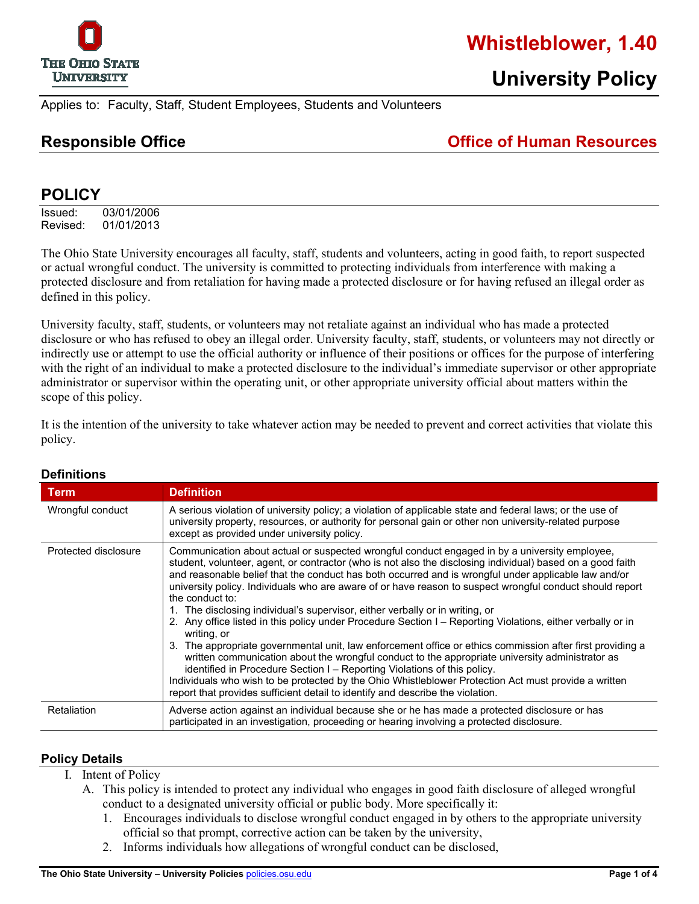# Whistleblower, 1.40

## University Policy

Applies to: Faculty, Staff, Student Employees, Students and Volunteers

## Responsible Office — Office of Human Resources

## POLICY

Issued: 03/01/2006
Revised: 01/01/2013

The Ohio State University encourages all faculty, staff, students and volunteers, acting in good faith, to report suspected or actual wrongful conduct. The university is committed to protecting individuals from interference with making a protected disclosure and from retaliation for having made a protected disclosure or for having refused an illegal order as defined in this policy.

University faculty, staff, students, or volunteers may not retaliate against an individual who has made a protected disclosure or who has refused to obey an illegal order. University faculty, staff, students, or volunteers may not directly or indirectly use or attempt to use the official authority or influence of their positions or offices for the purpose of interfering with the right of an individual to make a protected disclosure to the individual's immediate supervisor or other appropriate administrator or supervisor within the operating unit, or other appropriate university official about matters within the scope of this policy.

It is the intention of the university to take whatever action may be needed to prevent and correct activities that violate this policy.

### Definitions

| Term | Definition |
|---|---|
| Wrongful conduct | A serious violation of university policy; a violation of applicable state and federal laws; or the use of university property, resources, or authority for personal gain or other non university-related purpose except as provided under university policy. |
| Protected disclosure | Communication about actual or suspected wrongful conduct engaged in by a university employee, student, volunteer, agent, or contractor (who is not also the disclosing individual) based on a good faith and reasonable belief that the conduct has both occurred and is wrongful under applicable law and/or university policy. Individuals who are aware of or have reason to suspect wrongful conduct should report the conduct to:<br>1. The disclosing individual's supervisor, either verbally or in writing, or<br>2. Any office listed in this policy under Procedure Section I – Reporting Violations, either verbally or in writing, or<br>3. The appropriate governmental unit, law enforcement office or ethics commission after first providing a written communication about the wrongful conduct to the appropriate university administrator as identified in Procedure Section I – Reporting Violations of this policy.<br>Individuals who wish to be protected by the Ohio Whistleblower Protection Act must provide a written report that provides sufficient detail to identify and describe the violation. |
| Retaliation | Adverse action against an individual because she or he has made a protected disclosure or has participated in an investigation, proceeding or hearing involving a protected disclosure. |

### Policy Details

I. Intent of Policy

A. This policy is intended to protect any individual who engages in good faith disclosure of alleged wrongful conduct to a designated university official or public body. More specifically it:

1. Encourages individuals to disclose wrongful conduct engaged in by others to the appropriate university official so that prompt, corrective action can be taken by the university,
2. Informs individuals how allegations of wrongful conduct can be disclosed,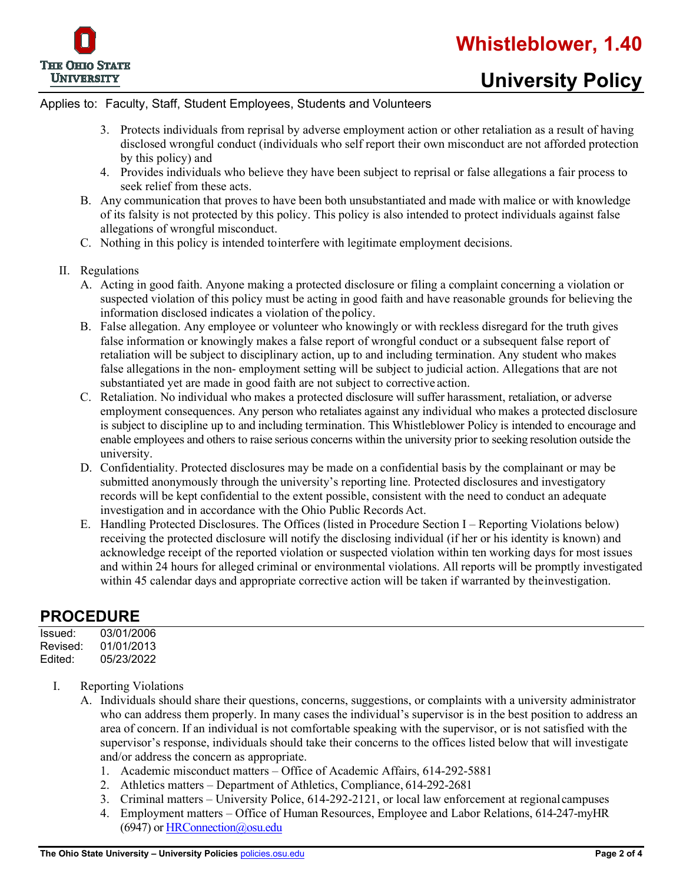3. Protects individuals from reprisal by adverse employment action or other retaliation as a result of having disclosed wrongful conduct (individuals who self report their own misconduct are not afforded protection by this policy) and
4. Provides individuals who believe they have been subject to reprisal or false allegations a fair process to seek relief from these acts.

B. Any communication that proves to have been both unsubstantiated and made with malice or with knowledge of its falsity is not protected by this policy. This policy is also intended to protect individuals against false allegations of wrongful misconduct.

C. Nothing in this policy is intended to interfere with legitimate employment decisions.

II. Regulations

A. Acting in good faith. Anyone making a protected disclosure or filing a complaint concerning a violation or suspected violation of this policy must be acting in good faith and have reasonable grounds for believing the information disclosed indicates a violation of the policy.

B. False allegation. Any employee or volunteer who knowingly or with reckless disregard for the truth gives false information or knowingly makes a false report of wrongful conduct or a subsequent false report of retaliation will be subject to disciplinary action, up to and including termination. Any student who makes false allegations in the non- employment setting will be subject to judicial action. Allegations that are not substantiated yet are made in good faith are not subject to corrective action.

C. Retaliation. No individual who makes a protected disclosure will suffer harassment, retaliation, or adverse employment consequences. Any person who retaliates against any individual who makes a protected disclosure is subject to discipline up to and including termination. This Whistleblower Policy is intended to encourage and enable employees and others to raise serious concerns within the university prior to seeking resolution outside the university.

D. Confidentiality. Protected disclosures may be made on a confidential basis by the complainant or may be submitted anonymously through the university's reporting line. Protected disclosures and investigatory records will be kept confidential to the extent possible, consistent with the need to conduct an adequate investigation and in accordance with the Ohio Public Records Act.

E. Handling Protected Disclosures. The Offices (listed in Procedure Section I – Reporting Violations below) receiving the protected disclosure will notify the disclosing individual (if her or his identity is known) and acknowledge receipt of the reported violation or suspected violation within ten working days for most issues and within 24 hours for alleged criminal or environmental violations. All reports will be promptly investigated within 45 calendar days and appropriate corrective action will be taken if warranted by the investigation.

## PROCEDURE

Issued: 03/01/2006
Revised: 01/01/2013
Edited: 05/23/2022

I. Reporting Violations

A. Individuals should share their questions, concerns, suggestions, or complaints with a university administrator who can address them properly. In many cases the individual's supervisor is in the best position to address an area of concern. If an individual is not comfortable speaking with the supervisor, or is not satisfied with the supervisor's response, individuals should take their concerns to the offices listed below that will investigate and/or address the concern as appropriate.

1. Academic misconduct matters – Office of Academic Affairs, 614-292-5881
2. Athletics matters – Department of Athletics, Compliance, 614-292-2681
3. Criminal matters – University Police, 614-292-2121, or local law enforcement at regional campuses
4. Employment matters – Office of Human Resources, Employee and Labor Relations, 614-247-myHR (6947) or HRConnection@osu.edu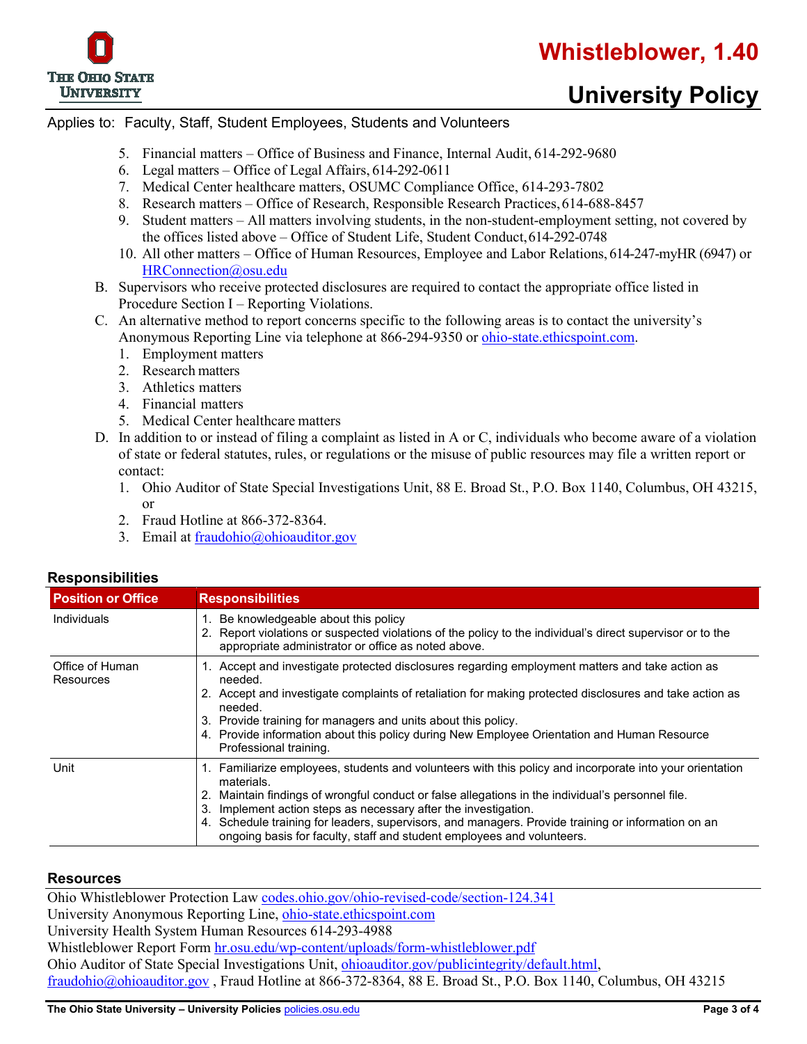5. Financial matters – Office of Business and Finance, Internal Audit, 614-292-9680
6. Legal matters – Office of Legal Affairs, 614-292-0611
7. Medical Center healthcare matters, OSUMC Compliance Office, 614-293-7802
8. Research matters – Office of Research, Responsible Research Practices, 614-688-8457
9. Student matters – All matters involving students, in the non-student-employment setting, not covered by the offices listed above – Office of Student Life, Student Conduct, 614-292-0748
10. All other matters – Office of Human Resources, Employee and Labor Relations, 614-247-myHR (6947) or HRConnection@osu.edu

B. Supervisors who receive protected disclosures are required to contact the appropriate office listed in Procedure Section I – Reporting Violations.

C. An alternative method to report concerns specific to the following areas is to contact the university's Anonymous Reporting Line via telephone at 866-294-9350 or ohio-state.ethicspoint.com.
   1. Employment matters
   2. Research matters
   3. Athletics matters
   4. Financial matters
   5. Medical Center healthcare matters

D. In addition to or instead of filing a complaint as listed in A or C, individuals who become aware of a violation of state or federal statutes, rules, or regulations or the misuse of public resources may file a written report or contact:
   1. Ohio Auditor of State Special Investigations Unit, 88 E. Broad St., P.O. Box 1140, Columbus, OH 43215, or
   2. Fraud Hotline at 866-372-8364.
   3. Email at fraudohio@ohioauditor.gov

## Responsibilities

| Position or Office | Responsibilities |
|---|---|
| Individuals | 1. Be knowledgeable about this policy<br>2. Report violations or suspected violations of the policy to the individual's direct supervisor or to the appropriate administrator or office as noted above. |
| Office of Human Resources | 1. Accept and investigate protected disclosures regarding employment matters and take action as needed.<br>2. Accept and investigate complaints of retaliation for making protected disclosures and take action as needed.<br>3. Provide training for managers and units about this policy.<br>4. Provide information about this policy during New Employee Orientation and Human Resource Professional training. |
| Unit | 1. Familiarize employees, students and volunteers with this policy and incorporate into your orientation materials.<br>2. Maintain findings of wrongful conduct or false allegations in the individual's personnel file.<br>3. Implement action steps as necessary after the investigation.<br>4. Schedule training for leaders, supervisors, and managers. Provide training or information on an ongoing basis for faculty, staff and student employees and volunteers. |

## Resources

Ohio Whistleblower Protection Law codes.ohio.gov/ohio-revised-code/section-124.341
University Anonymous Reporting Line, ohio-state.ethicspoint.com
University Health System Human Resources 614-293-4988
Whistleblower Report Form hr.osu.edu/wp-content/uploads/form-whistleblower.pdf
Ohio Auditor of State Special Investigations Unit, ohioauditor.gov/publicintegrity/default.html, fraudohio@ohioauditor.gov , Fraud Hotline at 866-372-8364, 88 E. Broad St., P.O. Box 1140, Columbus, OH 43215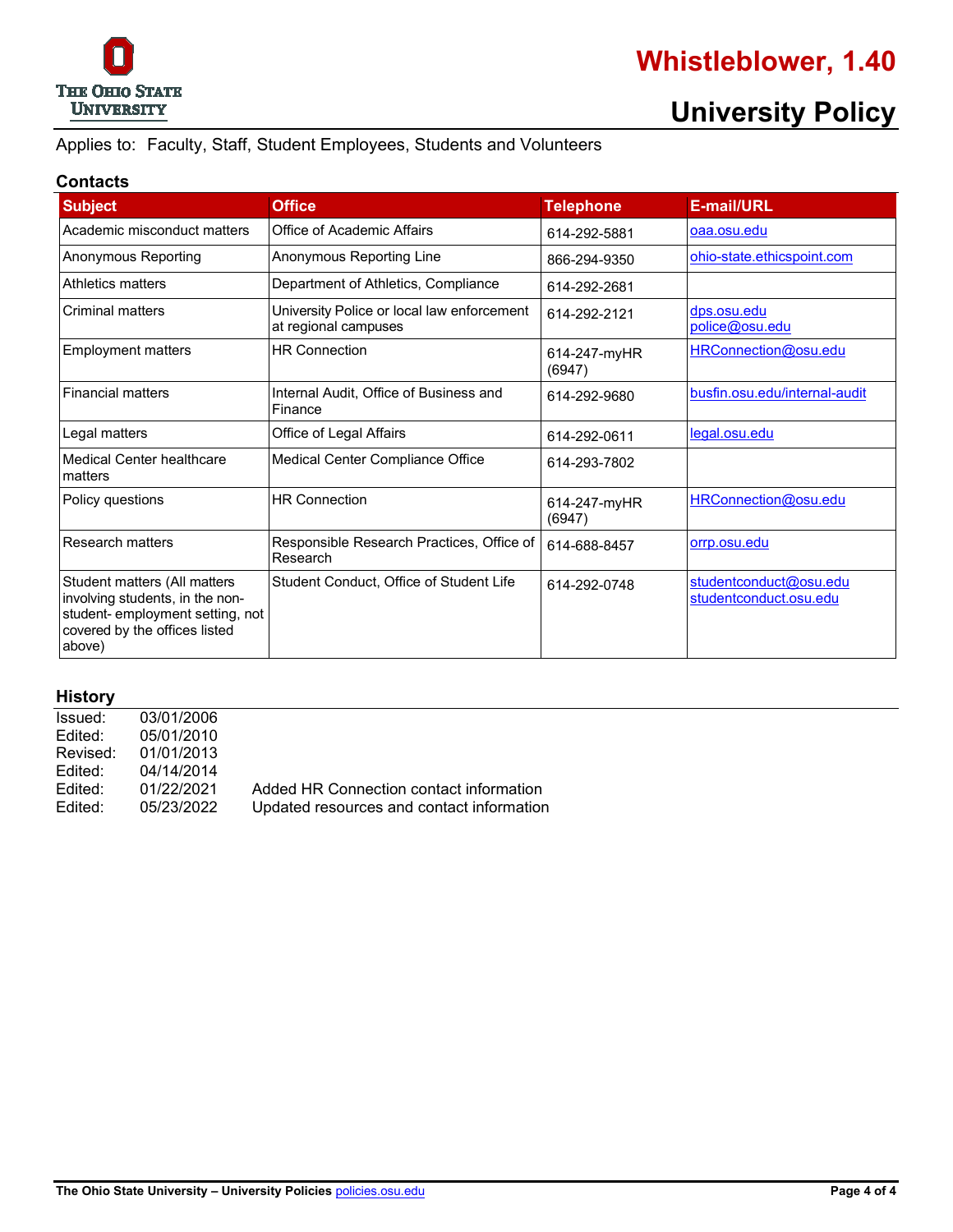# Whistleblower, 1.40

## University Policy

Applies to: Faculty, Staff, Student Employees, Students and Volunteers

### Contacts

| Subject | Office | Telephone | E-mail/URL |
|---|---|---|---|
| Academic misconduct matters | Office of Academic Affairs | 614-292-5881 | oaa.osu.edu |
| Anonymous Reporting | Anonymous Reporting Line | 866-294-9350 | ohio-state.ethicspoint.com |
| Athletics matters | Department of Athletics, Compliance | 614-292-2681 | |
| Criminal matters | University Police or local law enforcement at regional campuses | 614-292-2121 | dps.osu.edu police@osu.edu |
| Employment matters | HR Connection | 614-247-myHR (6947) | HRConnection@osu.edu |
| Financial matters | Internal Audit, Office of Business and Finance | 614-292-9680 | busfin.osu.edu/internal-audit |
| Legal matters | Office of Legal Affairs | 614-292-0611 | legal.osu.edu |
| Medical Center healthcare matters | Medical Center Compliance Office | 614-293-7802 | |
| Policy questions | HR Connection | 614-247-myHR (6947) | HRConnection@osu.edu |
| Research matters | Responsible Research Practices, Office of Research | 614-688-8457 | orrp.osu.edu |
| Student matters (All matters involving students, in the non-student- employment setting, not covered by the offices listed above) | Student Conduct, Office of Student Life | 614-292-0748 | studentconduct@osu.edu studentconduct.osu.edu |

### History

| | | |
|---|---|---|
| Issued: | 03/01/2006 | |
| Edited: | 05/01/2010 | |
| Revised: | 01/01/2013 | |
| Edited: | 04/14/2014 | |
| Edited: | 01/22/2021 | Added HR Connection contact information |
| Edited: | 05/23/2022 | Updated resources and contact information |